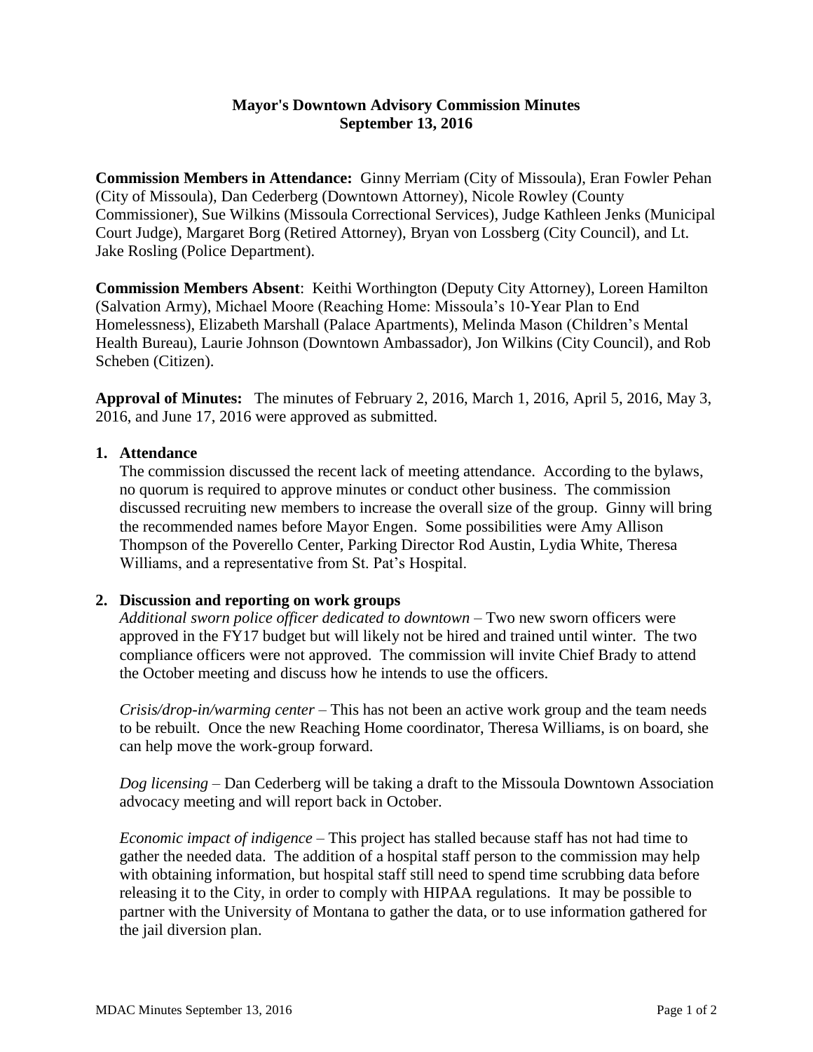# Mayor's Downtown Advisory Commission Minutes
## September 13, 2016

**Commission Members in Attendance:** Ginny Merriam (City of Missoula), Eran Fowler Pehan (City of Missoula), Dan Cederberg (Downtown Attorney), Nicole Rowley (County Commissioner), Sue Wilkins (Missoula Correctional Services), Judge Kathleen Jenks (Municipal Court Judge), Margaret Borg (Retired Attorney), Bryan von Lossberg (City Council), and Lt. Jake Rosling (Police Department).

**Commission Members Absent**: Keithi Worthington (Deputy City Attorney), Loreen Hamilton (Salvation Army), Michael Moore (Reaching Home: Missoula's 10-Year Plan to End Homelessness), Elizabeth Marshall (Palace Apartments), Melinda Mason (Children's Mental Health Bureau), Laurie Johnson (Downtown Ambassador), Jon Wilkins (City Council), and Rob Scheben (Citizen).

**Approval of Minutes:** The minutes of February 2, 2016, March 1, 2016, April 5, 2016, May 3, 2016, and June 17, 2016 were approved as submitted.

1. **Attendance**

   The commission discussed the recent lack of meeting attendance. According to the bylaws, no quorum is required to approve minutes or conduct other business. The commission discussed recruiting new members to increase the overall size of the group. Ginny will bring the recommended names before Mayor Engen. Some possibilities were Amy Allison Thompson of the Poverello Center, Parking Director Rod Austin, Lydia White, Theresa Williams, and a representative from St. Pat's Hospital.

2. **Discussion and reporting on work groups**

   *Additional sworn police officer dedicated to downtown* – Two new sworn officers were approved in the FY17 budget but will likely not be hired and trained until winter. The two compliance officers were not approved. The commission will invite Chief Brady to attend the October meeting and discuss how he intends to use the officers.

   *Crisis/drop-in/warming center* – This has not been an active work group and the team needs to be rebuilt. Once the new Reaching Home coordinator, Theresa Williams, is on board, she can help move the work-group forward.

   *Dog licensing* – Dan Cederberg will be taking a draft to the Missoula Downtown Association advocacy meeting and will report back in October.

   *Economic impact of indigence* – This project has stalled because staff has not had time to gather the needed data. The addition of a hospital staff person to the commission may help with obtaining information, but hospital staff still need to spend time scrubbing data before releasing it to the City, in order to comply with HIPAA regulations. It may be possible to partner with the University of Montana to gather the data, or to use information gathered for the jail diversion plan.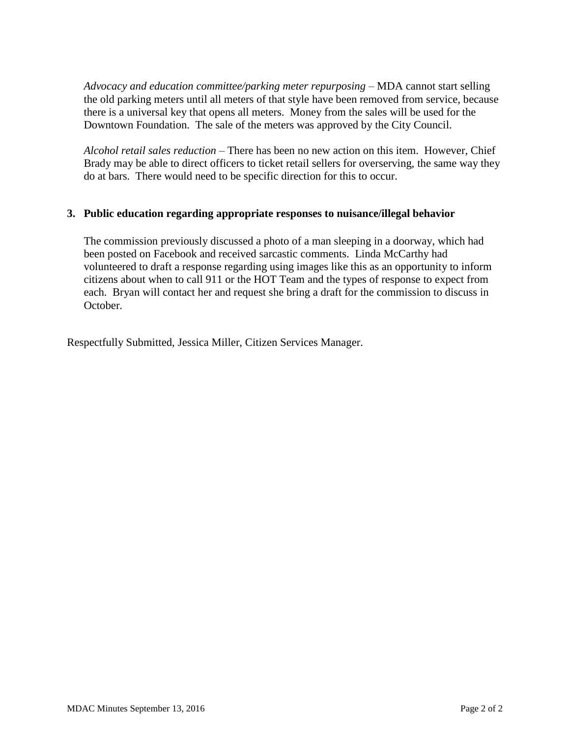*Advocacy and education committee/parking meter repurposing* – MDA cannot start selling the old parking meters until all meters of that style have been removed from service, because there is a universal key that opens all meters. Money from the sales will be used for the Downtown Foundation. The sale of the meters was approved by the City Council.

*Alcohol retail sales reduction* – There has been no new action on this item. However, Chief Brady may be able to direct officers to ticket retail sellers for overserving, the same way they do at bars. There would need to be specific direction for this to occur.

### 3. Public education regarding appropriate responses to nuisance/illegal behavior

The commission previously discussed a photo of a man sleeping in a doorway, which had been posted on Facebook and received sarcastic comments. Linda McCarthy had volunteered to draft a response regarding using images like this as an opportunity to inform citizens about when to call 911 or the HOT Team and the types of response to expect from each. Bryan will contact her and request she bring a draft for the commission to discuss in October.

Respectfully Submitted, Jessica Miller, Citizen Services Manager.